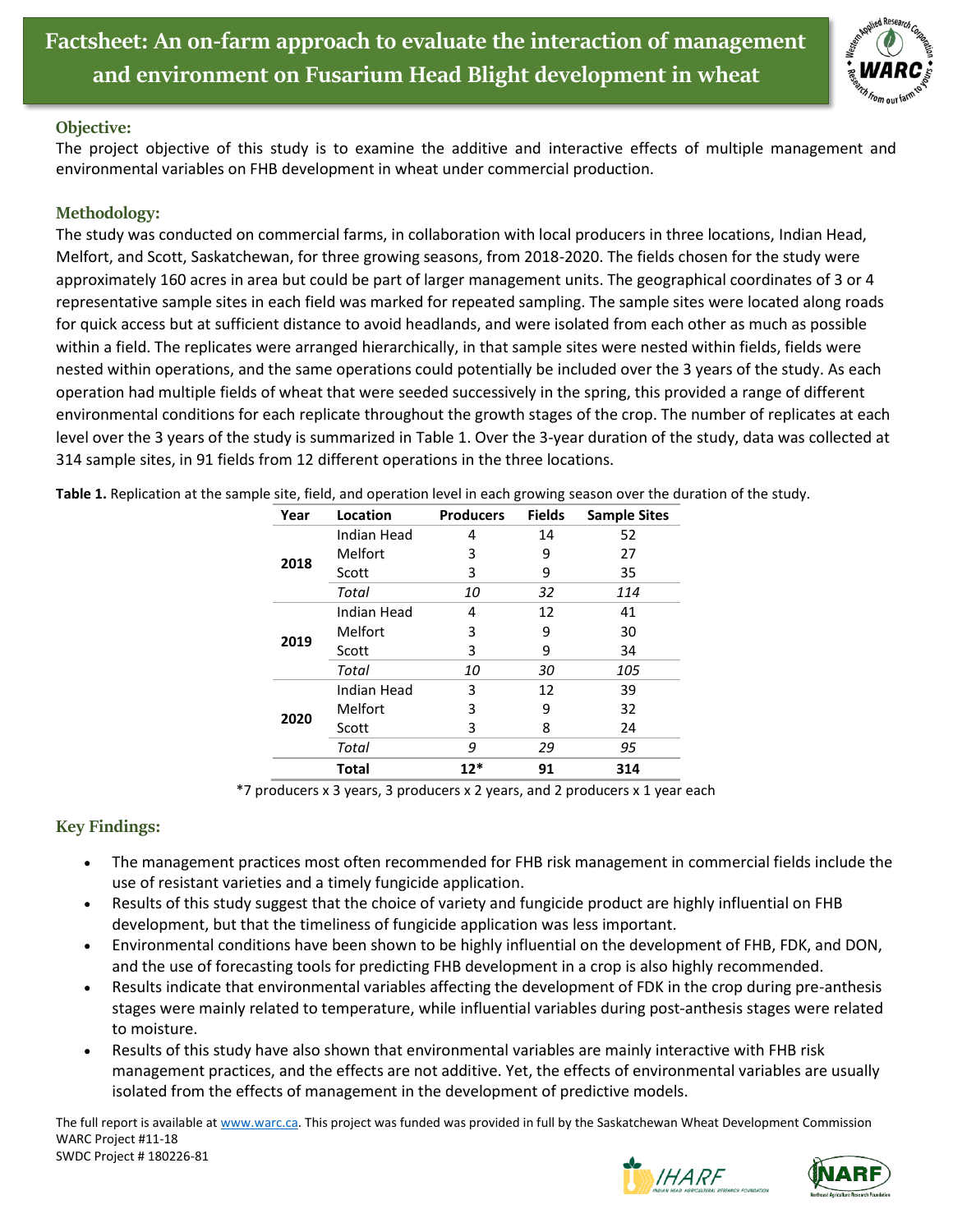# Factsheet: An on-farm approach to evaluate the interaction of management and environment on Fusarium Head Blight development in wheat

## Objective:

The project objective of this study is to examine the additive and interactive effects of multiple management and environmental variables on FHB development in wheat under commercial production.

## Methodology:

The study was conducted on commercial farms, in collaboration with local producers in three locations, Indian Head, Melfort, and Scott, Saskatchewan, for three growing seasons, from 2018-2020. The fields chosen for the study were approximately 160 acres in area but could be part of larger management units. The geographical coordinates of 3 or 4 representative sample sites in each field was marked for repeated sampling. The sample sites were located along roads for quick access but at sufficient distance to avoid headlands, and were isolated from each other as much as possible within a field. The replicates were arranged hierarchically, in that sample sites were nested within fields, fields were nested within operations, and the same operations could potentially be included over the 3 years of the study. As each operation had multiple fields of wheat that were seeded successively in the spring, this provided a range of different environmental conditions for each replicate throughout the growth stages of the crop. The number of replicates at each level over the 3 years of the study is summarized in Table 1. Over the 3-year duration of the study, data was collected at 314 sample sites, in 91 fields from 12 different operations in the three locations.

**Table 1.** Replication at the sample site, field, and operation level in each growing season over the duration of the study.

| Year | Location | Producers | Fields | Sample Sites |
|---|---|---|---|---|
| **2018** | Indian Head | 4 | 14 | 52 |
| | Melfort | 3 | 9 | 27 |
| | Scott | 3 | 9 | 35 |
| | *Total* | *10* | *32* | *114* |
| **2019** | Indian Head | 4 | 12 | 41 |
| | Melfort | 3 | 9 | 30 |
| | Scott | 3 | 9 | 34 |
| | *Total* | *10* | *30* | *105* |
| **2020** | Indian Head | 3 | 12 | 39 |
| | Melfort | 3 | 9 | 32 |
| | Scott | 3 | 8 | 24 |
| | *Total* | *9* | *29* | *95* |
| | **Total** | **12*** | **91** | **314** |

*7 producers x 3 years, 3 producers x 2 years, and 2 producers x 1 year each

## Key Findings:

- The management practices most often recommended for FHB risk management in commercial fields include the use of resistant varieties and a timely fungicide application.
- Results of this study suggest that the choice of variety and fungicide product are highly influential on FHB development, but that the timeliness of fungicide application was less important.
- Environmental conditions have been shown to be highly influential on the development of FHB, FDK, and DON, and the use of forecasting tools for predicting FHB development in a crop is also highly recommended.
- Results indicate that environmental variables affecting the development of FDK in the crop during pre-anthesis stages were mainly related to temperature, while influential variables during post-anthesis stages were related to moisture.
- Results of this study have also shown that environmental variables are mainly interactive with FHB risk management practices, and the effects are not additive. Yet, the effects of environmental variables are usually isolated from the effects of management in the development of predictive models.

The full report is available at www.warc.ca. This project was funded was provided in full by the Saskatchewan Wheat Development Commission
WARC Project #11-18
SWDC Project # 180226-81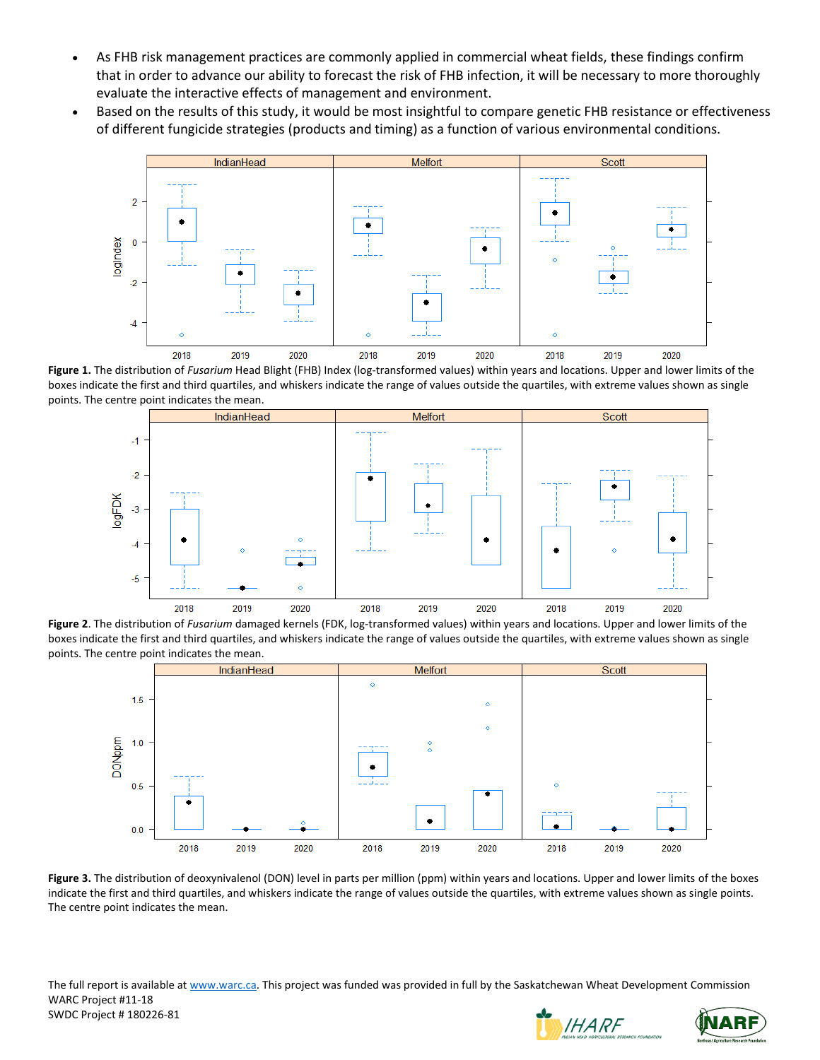- As FHB risk management practices are commonly applied in commercial wheat fields, these findings confirm that in order to advance our ability to forecast the risk of FHB infection, it will be necessary to more thoroughly evaluate the interactive effects of management and environment.
- Based on the results of this study, it would be most insightful to compare genetic FHB resistance or effectiveness of different fungicide strategies (products and timing) as a function of various environmental conditions.

IndianHead
Melfort
Scott
logIndex
2
0
-2
-4
2018
2019
2020
2018
2019
2020
2018
2019
2020

**Figure 1.** The distribution of *Fusarium* Head Blight (FHB) Index (log-transformed values) within years and locations. Upper and lower limits of the boxes indicate the first and third quartiles, and whiskers indicate the range of values outside the quartiles, with extreme values shown as single points. The centre point indicates the mean.

IndianHead
Melfort
Scott
logFDK
-1
-2
-3
-4
-5
2018
2019
2020
2018
2019
2020
2018
2019
2020

**Figure 2**. The distribution of *Fusarium* damaged kernels (FDK, log-transformed values) within years and locations. Upper and lower limits of the boxes indicate the first and third quartiles, and whiskers indicate the range of values outside the quartiles, with extreme values shown as single points. The centre point indicates the mean.

IndianHead
Melfort
Scott
DONppm
1.5
1.0
0.5
0.0
2018
2019
2020
2018
2019
2020
2018
2019
2020

**Figure 3.** The distribution of deoxynivalenol (DON) level in parts per million (ppm) within years and locations. Upper and lower limits of the boxes indicate the first and third quartiles, and whiskers indicate the range of values outside the quartiles, with extreme values shown as single points. The centre point indicates the mean.

The full report is available at www.warc.ca. This project was funded was provided in full by the Saskatchewan Wheat Development Commission
WARC Project #11-18
SWDC Project # 180226-81